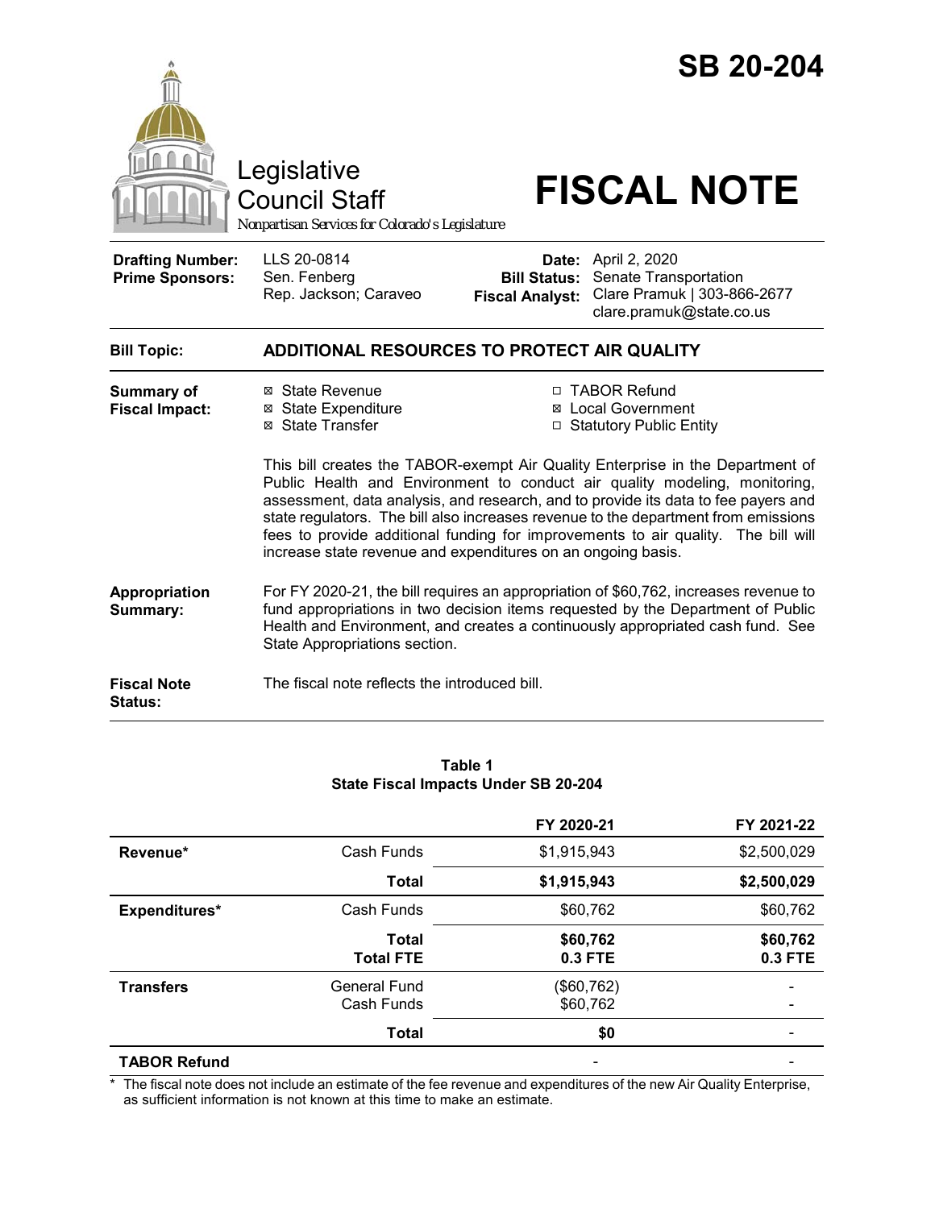# SB 20-204

Legislative Council Staff

*Nonpartisan Services for Colorado's Legislature*

# FISCAL NOTE

| | | | |
|---|---|---|---|
| **Drafting Number:** | LLS 20-0814 | **Date:** | April 2, 2020 |
| **Prime Sponsors:** | Sen. Fenberg<br>Rep. Jackson; Caraveo | **Bill Status:** | Senate Transportation |
| | | **Fiscal Analyst:** | Clare Pramuk \| 303-866-2677<br>clare.pramuk@state.co.us |

**Bill Topic:** **ADDITIONAL RESOURCES TO PROTECT AIR QUALITY**

**Summary of Fiscal Impact:**

- ☒ State Revenue
- ☒ State Expenditure
- ☒ State Transfer
- ☐ TABOR Refund
- ☒ Local Government
- ☐ Statutory Public Entity

This bill creates the TABOR-exempt Air Quality Enterprise in the Department of Public Health and Environment to conduct air quality modeling, monitoring, assessment, data analysis, and research, and to provide its data to fee payers and state regulators. The bill also increases revenue to the department from emissions fees to provide additional funding for improvements to air quality. The bill will increase state revenue and expenditures on an ongoing basis.

**Appropriation Summary:** For FY 2020-21, the bill requires an appropriation of $60,762, increases revenue to fund appropriations in two decision items requested by the Department of Public Health and Environment, and creates a continuously appropriated cash fund. See State Appropriations section.

**Fiscal Note Status:** The fiscal note reflects the introduced bill.

**Table 1**
**State Fiscal Impacts Under SB 20-204**

| | | FY 2020-21 | FY 2021-22 |
|---|---|---|---|
| **Revenue*** | Cash Funds | $1,915,943 | $2,500,029 |
| | **Total** | **$1,915,943** | **$2,500,029** |
| **Expenditures*** | Cash Funds | $60,762 | $60,762 |
| | **Total**<br>**Total FTE** | **$60,762**<br>**0.3 FTE** | **$60,762**<br>**0.3 FTE** |
| **Transfers** | General Fund<br>Cash Funds | ($60,762)<br>$60,762 | -<br>- |
| | **Total** | **$0** | - |
| **TABOR Refund** | | - | - |

\* The fiscal note does not include an estimate of the fee revenue and expenditures of the new Air Quality Enterprise, as sufficient information is not known at this time to make an estimate.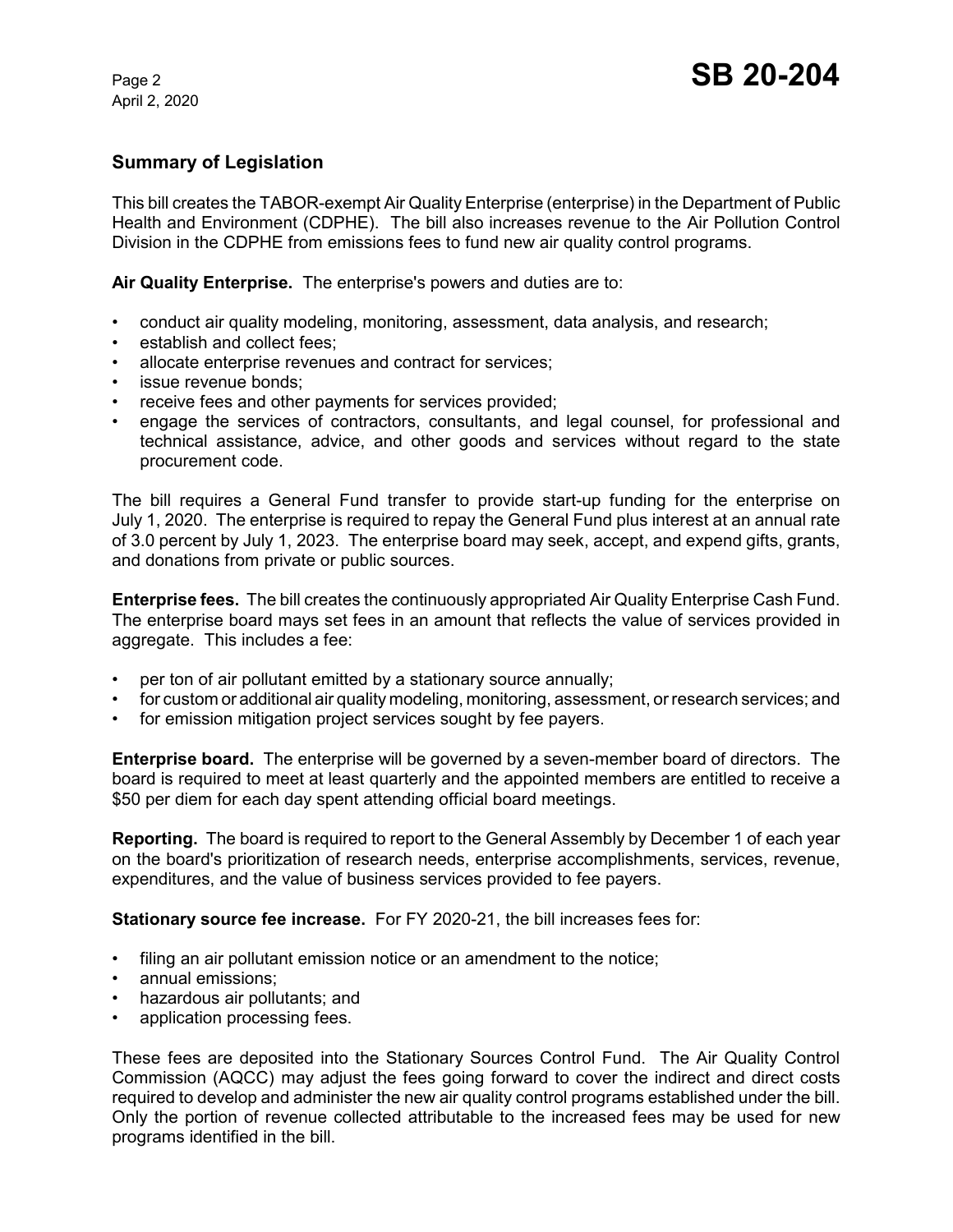## Summary of Legislation

This bill creates the TABOR-exempt Air Quality Enterprise (enterprise) in the Department of Public Health and Environment (CDPHE). The bill also increases revenue to the Air Pollution Control Division in the CDPHE from emissions fees to fund new air quality control programs.

**Air Quality Enterprise.** The enterprise's powers and duties are to:

- conduct air quality modeling, monitoring, assessment, data analysis, and research;
- establish and collect fees;
- allocate enterprise revenues and contract for services;
- issue revenue bonds;
- receive fees and other payments for services provided;
- engage the services of contractors, consultants, and legal counsel, for professional and technical assistance, advice, and other goods and services without regard to the state procurement code.

The bill requires a General Fund transfer to provide start-up funding for the enterprise on July 1, 2020. The enterprise is required to repay the General Fund plus interest at an annual rate of 3.0 percent by July 1, 2023. The enterprise board may seek, accept, and expend gifts, grants, and donations from private or public sources.

**Enterprise fees.** The bill creates the continuously appropriated Air Quality Enterprise Cash Fund. The enterprise board mays set fees in an amount that reflects the value of services provided in aggregate. This includes a fee:

- per ton of air pollutant emitted by a stationary source annually;
- for custom or additional air quality modeling, monitoring, assessment, or research services; and
- for emission mitigation project services sought by fee payers.

**Enterprise board.** The enterprise will be governed by a seven-member board of directors. The board is required to meet at least quarterly and the appointed members are entitled to receive a $50 per diem for each day spent attending official board meetings.

**Reporting.** The board is required to report to the General Assembly by December 1 of each year on the board's prioritization of research needs, enterprise accomplishments, services, revenue, expenditures, and the value of business services provided to fee payers.

**Stationary source fee increase.** For FY 2020-21, the bill increases fees for:

- filing an air pollutant emission notice or an amendment to the notice;
- annual emissions;
- hazardous air pollutants; and
- application processing fees.

These fees are deposited into the Stationary Sources Control Fund. The Air Quality Control Commission (AQCC) may adjust the fees going forward to cover the indirect and direct costs required to develop and administer the new air quality control programs established under the bill. Only the portion of revenue collected attributable to the increased fees may be used for new programs identified in the bill.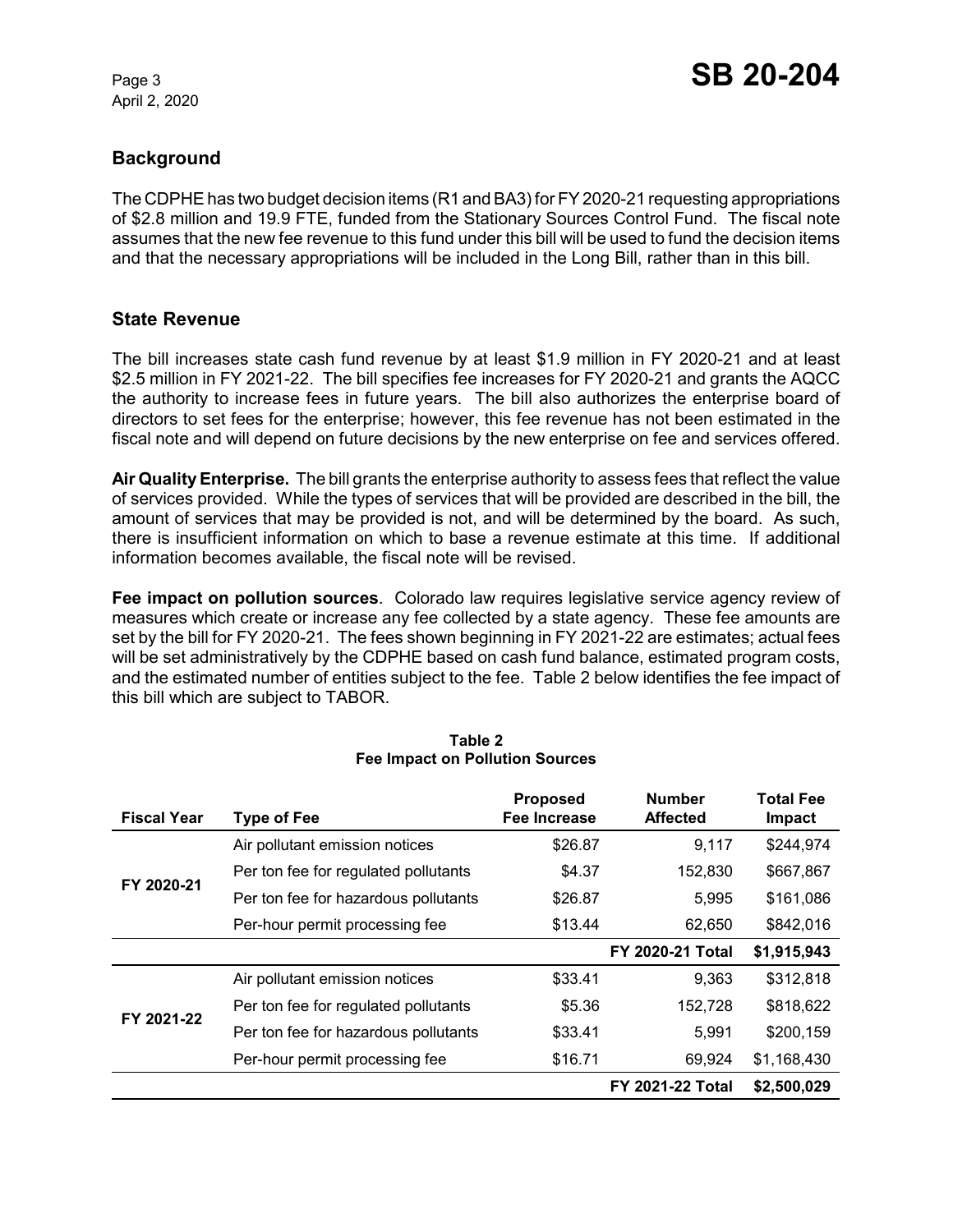## Background

The CDPHE has two budget decision items (R1 and BA3) for FY 2020-21 requesting appropriations of \$2.8 million and 19.9 FTE, funded from the Stationary Sources Control Fund. The fiscal note assumes that the new fee revenue to this fund under this bill will be used to fund the decision items and that the necessary appropriations will be included in the Long Bill, rather than in this bill.

## State Revenue

The bill increases state cash fund revenue by at least \$1.9 million in FY 2020-21 and at least \$2.5 million in FY 2021-22. The bill specifies fee increases for FY 2020-21 and grants the AQCC the authority to increase fees in future years. The bill also authorizes the enterprise board of directors to set fees for the enterprise; however, this fee revenue has not been estimated in the fiscal note and will depend on future decisions by the new enterprise on fee and services offered.

**Air Quality Enterprise.** The bill grants the enterprise authority to assess fees that reflect the value of services provided. While the types of services that will be provided are described in the bill, the amount of services that may be provided is not, and will be determined by the board. As such, there is insufficient information on which to base a revenue estimate at this time. If additional information becomes available, the fiscal note will be revised.

**Fee impact on pollution sources**. Colorado law requires legislative service agency review of measures which create or increase any fee collected by a state agency. These fee amounts are set by the bill for FY 2020-21. The fees shown beginning in FY 2021-22 are estimates; actual fees will be set administratively by the CDPHE based on cash fund balance, estimated program costs, and the estimated number of entities subject to the fee. Table 2 below identifies the fee impact of this bill which are subject to TABOR.

**Table 2**
**Fee Impact on Pollution Sources**

| Fiscal Year | Type of Fee | Proposed Fee Increase | Number Affected | Total Fee Impact |
|---|---|---|---|---|
| FY 2020-21 | Air pollutant emission notices | \$26.87 | 9,117 | \$244,974 |
| | Per ton fee for regulated pollutants | \$4.37 | 152,830 | \$667,867 |
| | Per ton fee for hazardous pollutants | \$26.87 | 5,995 | \$161,086 |
| | Per-hour permit processing fee | \$13.44 | 62,650 | \$842,016 |
| | | | **FY 2020-21 Total** | **\$1,915,943** |
| FY 2021-22 | Air pollutant emission notices | \$33.41 | 9,363 | \$312,818 |
| | Per ton fee for regulated pollutants | \$5.36 | 152,728 | \$818,622 |
| | Per ton fee for hazardous pollutants | \$33.41 | 5,991 | \$200,159 |
| | Per-hour permit processing fee | \$16.71 | 69,924 | \$1,168,430 |
| | | | **FY 2021-22 Total** | **\$2,500,029** |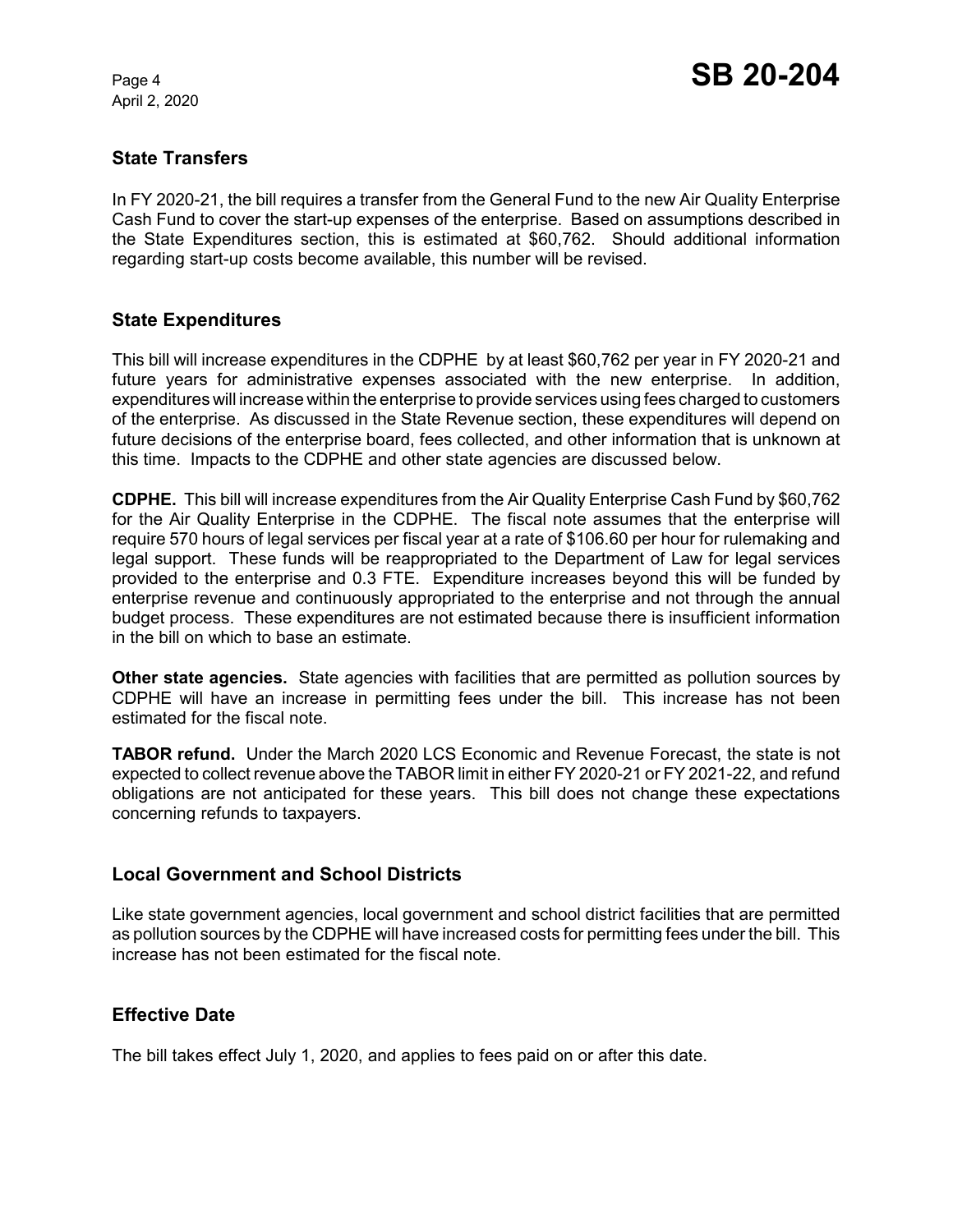## State Transfers

In FY 2020-21, the bill requires a transfer from the General Fund to the new Air Quality Enterprise Cash Fund to cover the start-up expenses of the enterprise. Based on assumptions described in the State Expenditures section, this is estimated at $60,762. Should additional information regarding start-up costs become available, this number will be revised.

## State Expenditures

This bill will increase expenditures in the CDPHE by at least $60,762 per year in FY 2020-21 and future years for administrative expenses associated with the new enterprise. In addition, expenditures will increase within the enterprise to provide services using fees charged to customers of the enterprise. As discussed in the State Revenue section, these expenditures will depend on future decisions of the enterprise board, fees collected, and other information that is unknown at this time. Impacts to the CDPHE and other state agencies are discussed below.

**CDPHE.** This bill will increase expenditures from the Air Quality Enterprise Cash Fund by $60,762 for the Air Quality Enterprise in the CDPHE. The fiscal note assumes that the enterprise will require 570 hours of legal services per fiscal year at a rate of $106.60 per hour for rulemaking and legal support. These funds will be reappropriated to the Department of Law for legal services provided to the enterprise and 0.3 FTE. Expenditure increases beyond this will be funded by enterprise revenue and continuously appropriated to the enterprise and not through the annual budget process. These expenditures are not estimated because there is insufficient information in the bill on which to base an estimate.

**Other state agencies.** State agencies with facilities that are permitted as pollution sources by CDPHE will have an increase in permitting fees under the bill. This increase has not been estimated for the fiscal note.

**TABOR refund.** Under the March 2020 LCS Economic and Revenue Forecast, the state is not expected to collect revenue above the TABOR limit in either FY 2020-21 or FY 2021-22, and refund obligations are not anticipated for these years. This bill does not change these expectations concerning refunds to taxpayers.

## Local Government and School Districts

Like state government agencies, local government and school district facilities that are permitted as pollution sources by the CDPHE will have increased costs for permitting fees under the bill. This increase has not been estimated for the fiscal note.

## Effective Date

The bill takes effect July 1, 2020, and applies to fees paid on or after this date.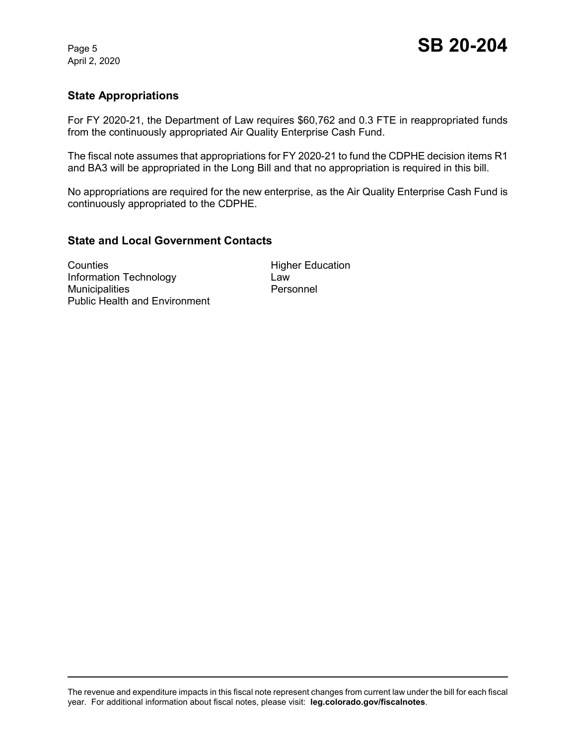## State Appropriations

For FY 2020-21, the Department of Law requires $60,762 and 0.3 FTE in reappropriated funds from the continuously appropriated Air Quality Enterprise Cash Fund.

The fiscal note assumes that appropriations for FY 2020-21 to fund the CDPHE decision items R1 and BA3 will be appropriated in the Long Bill and that no appropriation is required in this bill.

No appropriations are required for the new enterprise, as the Air Quality Enterprise Cash Fund is continuously appropriated to the CDPHE.

## State and Local Government Contacts

Counties
Higher Education
Information Technology
Law
Municipalities
Personnel
Public Health and Environment

The revenue and expenditure impacts in this fiscal note represent changes from current law under the bill for each fiscal year. For additional information about fiscal notes, please visit: **leg.colorado.gov/fiscalnotes**.